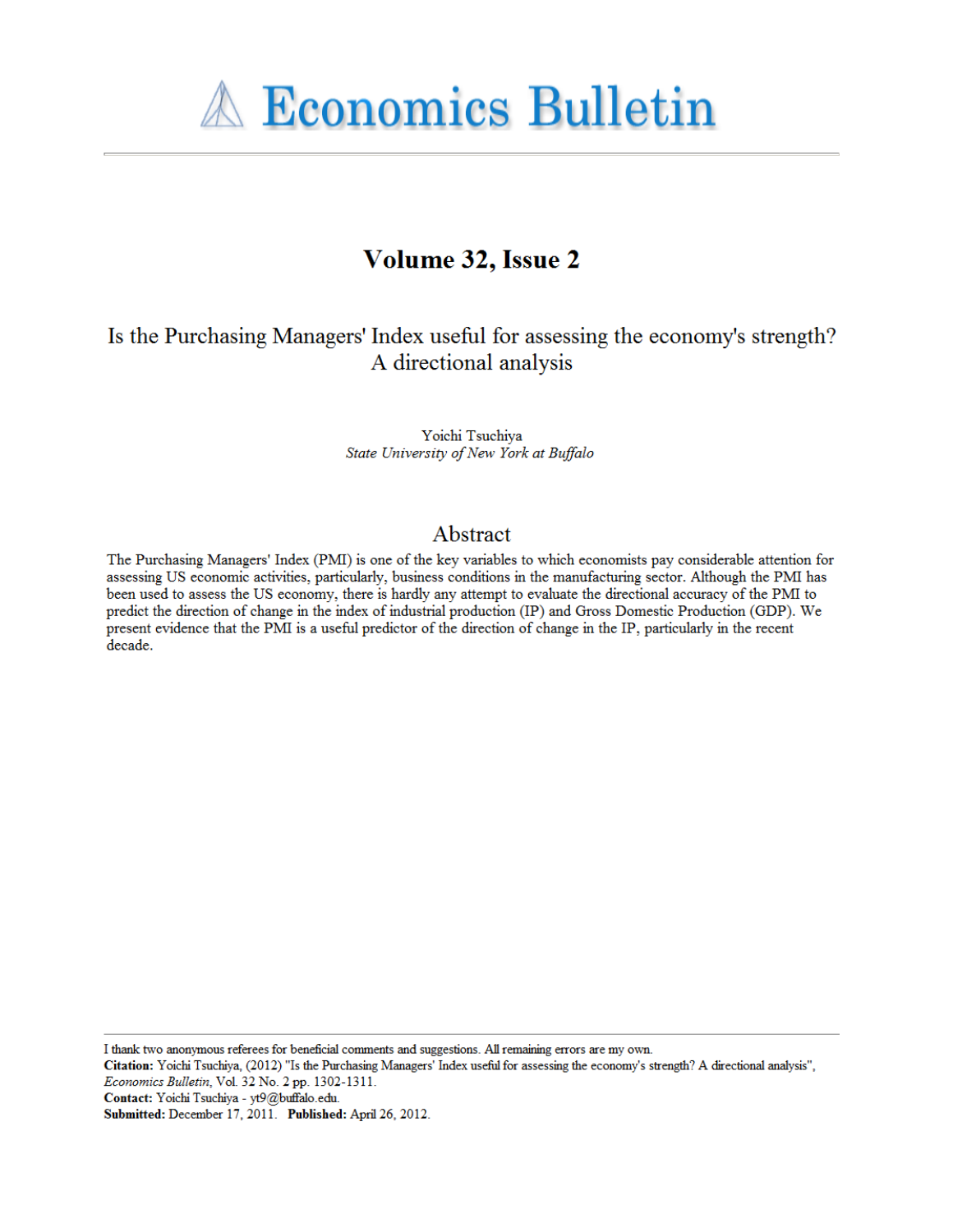# Economics Bulletin

## Volume 32, Issue 2

# Is the Purchasing Managers' Index useful for assessing the economy's strength? A directional analysis

Yoichi Tsuchiya
*State University of New York at Buffalo*

## Abstract

The Purchasing Managers' Index (PMI) is one of the key variables to which economists pay considerable attention for assessing US economic activities, particularly, business conditions in the manufacturing sector. Although the PMI has been used to assess the US economy, there is hardly any attempt to evaluate the directional accuracy of the PMI to predict the direction of change in the index of industrial production (IP) and Gross Domestic Production (GDP). We present evidence that the PMI is a useful predictor of the direction of change in the IP, particularly in the recent decade.

---

I thank two anonymous referees for beneficial comments and suggestions. All remaining errors are my own.
**Citation:** Yoichi Tsuchiya, (2012) "Is the Purchasing Managers' Index useful for assessing the economy's strength? A directional analysis", *Economics Bulletin*, Vol. 32 No. 2 pp. 1302-1311.
**Contact:** Yoichi Tsuchiya - yt9@buffalo.edu.
**Submitted:** December 17, 2011. **Published:** April 26, 2012.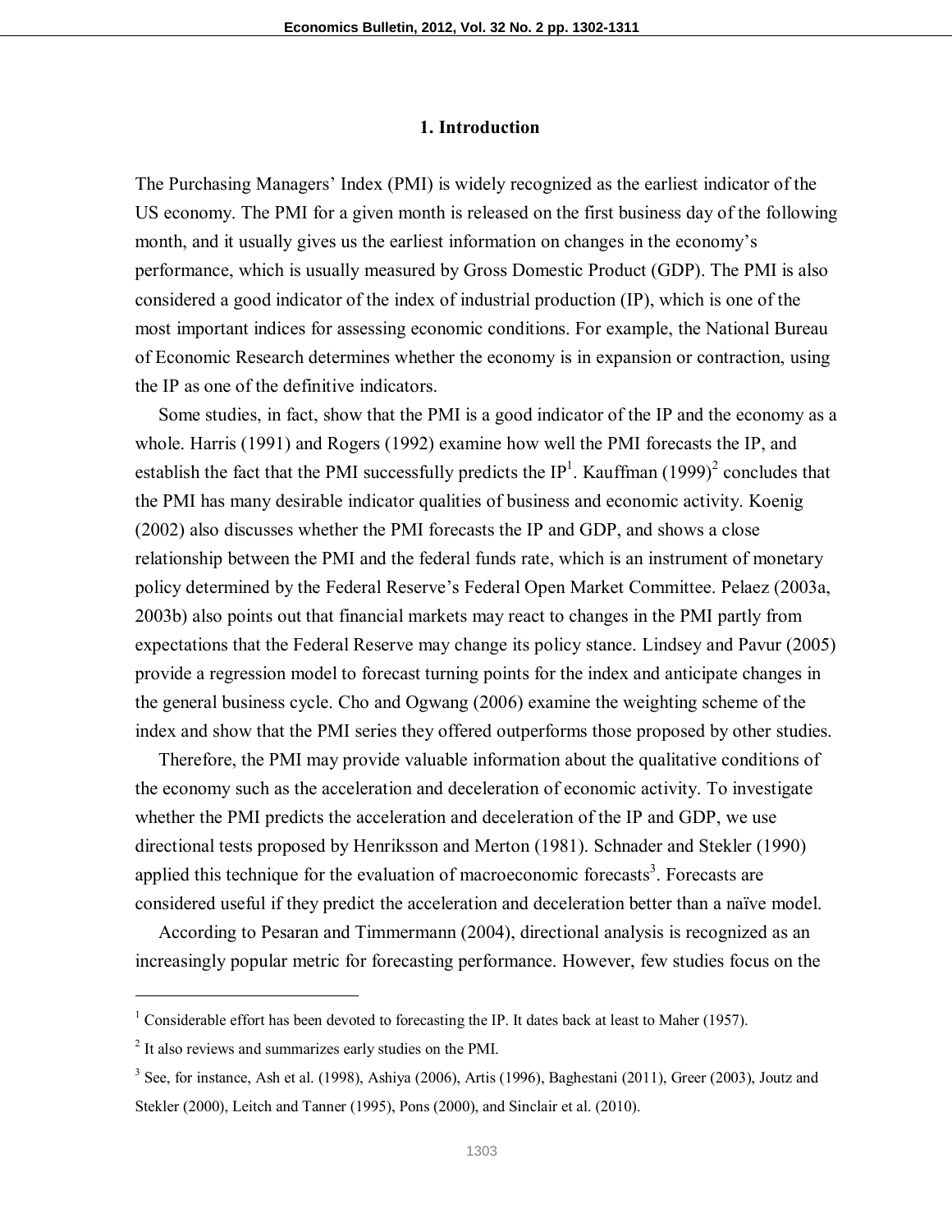## 1. Introduction

The Purchasing Managers' Index (PMI) is widely recognized as the earliest indicator of the US economy. The PMI for a given month is released on the first business day of the following month, and it usually gives us the earliest information on changes in the economy's performance, which is usually measured by Gross Domestic Product (GDP). The PMI is also considered a good indicator of the index of industrial production (IP), which is one of the most important indices for assessing economic conditions. For example, the National Bureau of Economic Research determines whether the economy is in expansion or contraction, using the IP as one of the definitive indicators.

Some studies, in fact, show that the PMI is a good indicator of the IP and the economy as a whole. Harris (1991) and Rogers (1992) examine how well the PMI forecasts the IP, and establish the fact that the PMI successfully predicts the IP[1]. Kauffman (1999)[2] concludes that the PMI has many desirable indicator qualities of business and economic activity. Koenig (2002) also discusses whether the PMI forecasts the IP and GDP, and shows a close relationship between the PMI and the federal funds rate, which is an instrument of monetary policy determined by the Federal Reserve's Federal Open Market Committee. Pelaez (2003a, 2003b) also points out that financial markets may react to changes in the PMI partly from expectations that the Federal Reserve may change its policy stance. Lindsey and Pavur (2005) provide a regression model to forecast turning points for the index and anticipate changes in the general business cycle. Cho and Ogwang (2006) examine the weighting scheme of the index and show that the PMI series they offered outperforms those proposed by other studies.

Therefore, the PMI may provide valuable information about the qualitative conditions of the economy such as the acceleration and deceleration of economic activity. To investigate whether the PMI predicts the acceleration and deceleration of the IP and GDP, we use directional tests proposed by Henriksson and Merton (1981). Schnader and Stekler (1990) applied this technique for the evaluation of macroeconomic forecasts[3]. Forecasts are considered useful if they predict the acceleration and deceleration better than a naïve model.

According to Pesaran and Timmermann (2004), directional analysis is recognized as an increasingly popular metric for forecasting performance. However, few studies focus on the

---

[1] Considerable effort has been devoted to forecasting the IP. It dates back at least to Maher (1957).

[2] It also reviews and summarizes early studies on the PMI.

[3] See, for instance, Ash et al. (1998), Ashiya (2006), Artis (1996), Baghestani (2011), Greer (2003), Joutz and Stekler (2000), Leitch and Tanner (1995), Pons (2000), and Sinclair et al. (2010).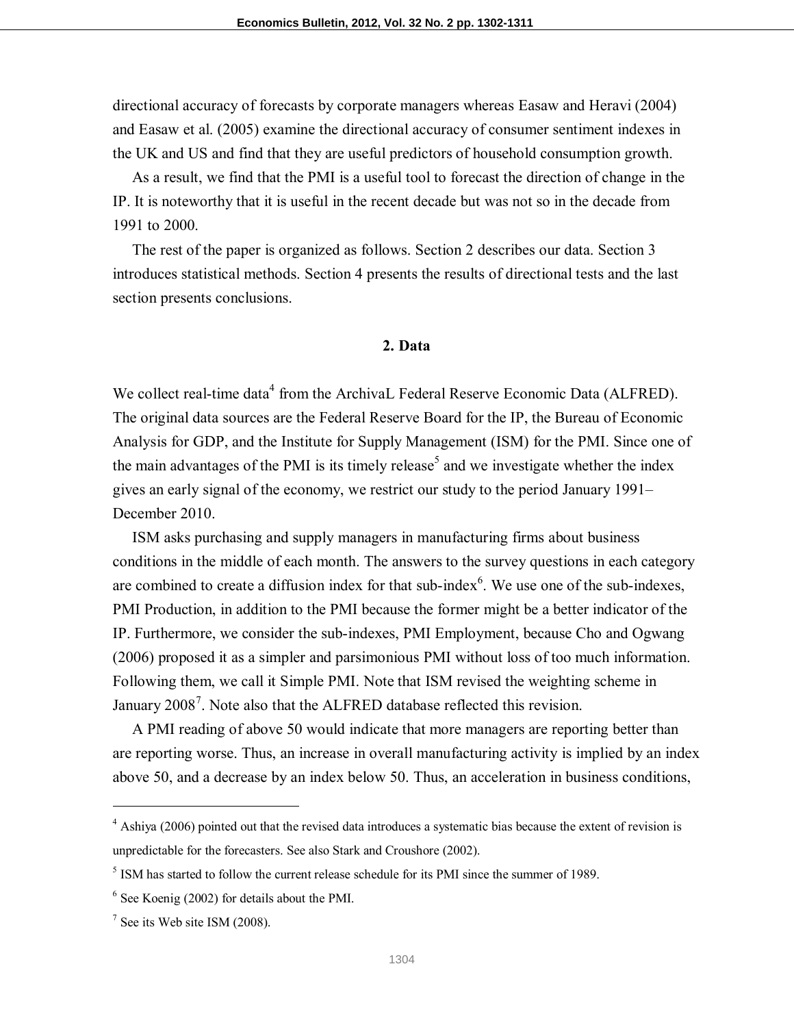directional accuracy of forecasts by corporate managers whereas Easaw and Heravi (2004) and Easaw et al. (2005) examine the directional accuracy of consumer sentiment indexes in the UK and US and find that they are useful predictors of household consumption growth.

As a result, we find that the PMI is a useful tool to forecast the direction of change in the IP. It is noteworthy that it is useful in the recent decade but was not so in the decade from 1991 to 2000.

The rest of the paper is organized as follows. Section 2 describes our data. Section 3 introduces statistical methods. Section 4 presents the results of directional tests and the last section presents conclusions.

## 2. Data

We collect real-time data[4] from the ArchivaL Federal Reserve Economic Data (ALFRED). The original data sources are the Federal Reserve Board for the IP, the Bureau of Economic Analysis for GDP, and the Institute for Supply Management (ISM) for the PMI. Since one of the main advantages of the PMI is its timely release[5] and we investigate whether the index gives an early signal of the economy, we restrict our study to the period January 1991–December 2010.

ISM asks purchasing and supply managers in manufacturing firms about business conditions in the middle of each month. The answers to the survey questions in each category are combined to create a diffusion index for that sub-index[6]. We use one of the sub-indexes, PMI Production, in addition to the PMI because the former might be a better indicator of the IP. Furthermore, we consider the sub-indexes, PMI Employment, because Cho and Ogwang (2006) proposed it as a simpler and parsimonious PMI without loss of too much information. Following them, we call it Simple PMI. Note that ISM revised the weighting scheme in January 2008[7]. Note also that the ALFRED database reflected this revision.

A PMI reading of above 50 would indicate that more managers are reporting better than are reporting worse. Thus, an increase in overall manufacturing activity is implied by an index above 50, and a decrease by an index below 50. Thus, an acceleration in business conditions,

---

[4] Ashiya (2006) pointed out that the revised data introduces a systematic bias because the extent of revision is unpredictable for the forecasters. See also Stark and Croushore (2002).

[5] ISM has started to follow the current release schedule for its PMI since the summer of 1989.

[6] See Koenig (2002) for details about the PMI.

[7] See its Web site ISM (2008).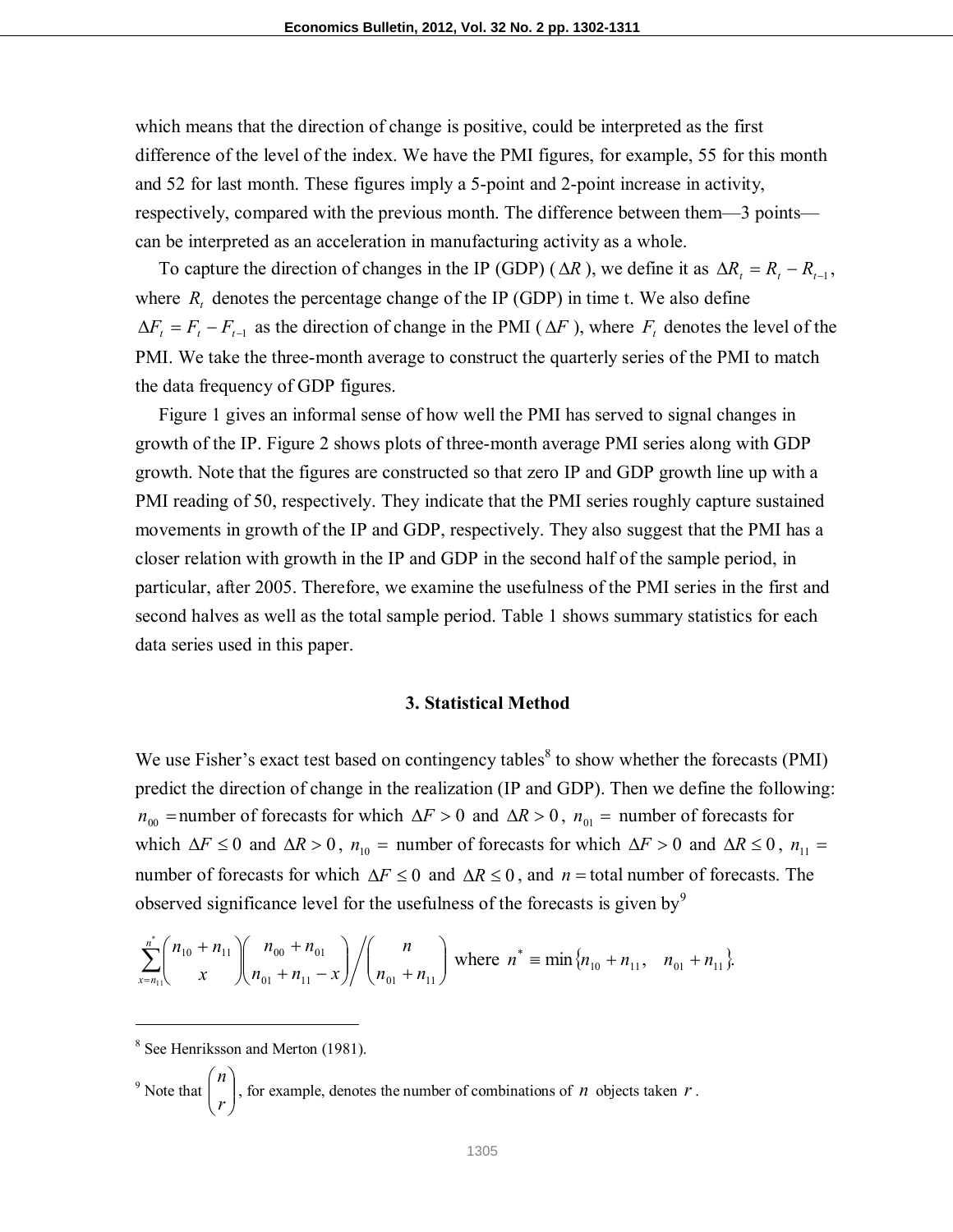which means that the direction of change is positive, could be interpreted as the first difference of the level of the index. We have the PMI figures, for example, 55 for this month and 52 for last month. These figures imply a 5-point and 2-point increase in activity, respectively, compared with the previous month. The difference between them—3 points—can be interpreted as an acceleration in manufacturing activity as a whole.

To capture the direction of changes in the IP (GDP) ($\Delta R$), we define it as $\Delta R_t = R_t - R_{t-1}$, where $R_t$ denotes the percentage change of the IP (GDP) in time t. We also define $\Delta F_t = F_t - F_{t-1}$ as the direction of change in the PMI ($\Delta F$), where $F_t$ denotes the level of the PMI. We take the three-month average to construct the quarterly series of the PMI to match the data frequency of GDP figures.

Figure 1 gives an informal sense of how well the PMI has served to signal changes in growth of the IP. Figure 2 shows plots of three-month average PMI series along with GDP growth. Note that the figures are constructed so that zero IP and GDP growth line up with a PMI reading of 50, respectively. They indicate that the PMI series roughly capture sustained movements in growth of the IP and GDP, respectively. They also suggest that the PMI has a closer relation with growth in the IP and GDP in the second half of the sample period, in particular, after 2005. Therefore, we examine the usefulness of the PMI series in the first and second halves as well as the total sample period. Table 1 shows summary statistics for each data series used in this paper.

## 3. Statistical Method

We use Fisher's exact test based on contingency tables[8] to show whether the forecasts (PMI) predict the direction of change in the realization (IP and GDP). Then we define the following: $n_{00}$ = number of forecasts for which $\Delta F > 0$ and $\Delta R > 0$, $n_{01}$ = number of forecasts for which $\Delta F \leq 0$ and $\Delta R > 0$, $n_{10}$ = number of forecasts for which $\Delta F > 0$ and $\Delta R \leq 0$, $n_{11}$ = number of forecasts for which $\Delta F \leq 0$ and $\Delta R \leq 0$, and $n$ = total number of forecasts. The observed significance level for the usefulness of the forecasts is given by[9]

$$\sum_{x=n_{11}}^{n^*} \binom{n_{10}+n_{11}}{x} \binom{n_{00}+n_{01}}{n_{01}+n_{11}-x} \Bigg/ \binom{n}{n_{01}+n_{11}} \text{ where } n^* \equiv \min\{n_{10}+n_{11}, \quad n_{01}+n_{11}\}.$$

---

[8] See Henriksson and Merton (1981).

[9] Note that $\binom{n}{r}$, for example, denotes the number of combinations of $n$ objects taken $r$.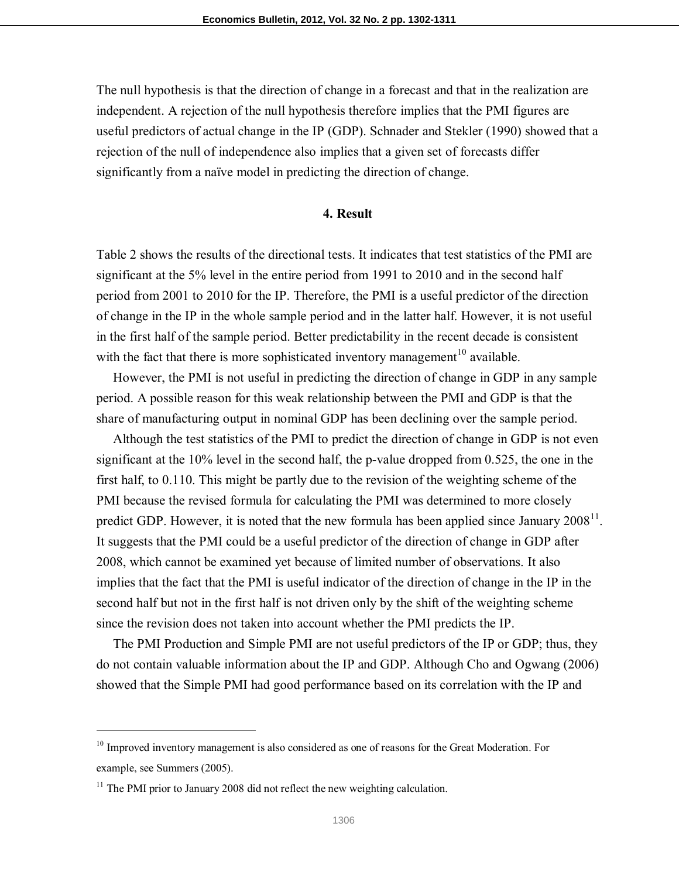The null hypothesis is that the direction of change in a forecast and that in the realization are independent. A rejection of the null hypothesis therefore implies that the PMI figures are useful predictors of actual change in the IP (GDP). Schnader and Stekler (1990) showed that a rejection of the null of independence also implies that a given set of forecasts differ significantly from a naïve model in predicting the direction of change.

## 4. Result

Table 2 shows the results of the directional tests. It indicates that test statistics of the PMI are significant at the 5% level in the entire period from 1991 to 2010 and in the second half period from 2001 to 2010 for the IP. Therefore, the PMI is a useful predictor of the direction of change in the IP in the whole sample period and in the latter half. However, it is not useful in the first half of the sample period. Better predictability in the recent decade is consistent with the fact that there is more sophisticated inventory management[10] available.

However, the PMI is not useful in predicting the direction of change in GDP in any sample period. A possible reason for this weak relationship between the PMI and GDP is that the share of manufacturing output in nominal GDP has been declining over the sample period.

Although the test statistics of the PMI to predict the direction of change in GDP is not even significant at the 10% level in the second half, the p-value dropped from 0.525, the one in the first half, to 0.110. This might be partly due to the revision of the weighting scheme of the PMI because the revised formula for calculating the PMI was determined to more closely predict GDP. However, it is noted that the new formula has been applied since January 2008[11]. It suggests that the PMI could be a useful predictor of the direction of change in GDP after 2008, which cannot be examined yet because of limited number of observations. It also implies that the fact that the PMI is useful indicator of the direction of change in the IP in the second half but not in the first half is not driven only by the shift of the weighting scheme since the revision does not taken into account whether the PMI predicts the IP.

The PMI Production and Simple PMI are not useful predictors of the IP or GDP; thus, they do not contain valuable information about the IP and GDP. Although Cho and Ogwang (2006) showed that the Simple PMI had good performance based on its correlation with the IP and

---

[10] Improved inventory management is also considered as one of reasons for the Great Moderation. For example, see Summers (2005).

[11] The PMI prior to January 2008 did not reflect the new weighting calculation.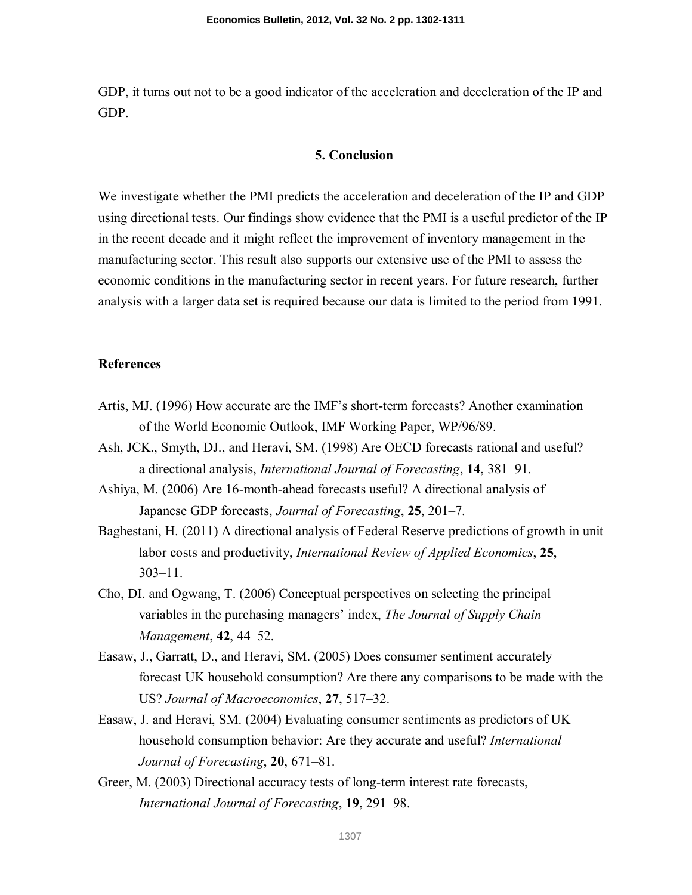GDP, it turns out not to be a good indicator of the acceleration and deceleration of the IP and GDP.

## 5. Conclusion

We investigate whether the PMI predicts the acceleration and deceleration of the IP and GDP using directional tests. Our findings show evidence that the PMI is a useful predictor of the IP in the recent decade and it might reflect the improvement of inventory management in the manufacturing sector. This result also supports our extensive use of the PMI to assess the economic conditions in the manufacturing sector in recent years. For future research, further analysis with a larger data set is required because our data is limited to the period from 1991.

## References

Artis, MJ. (1996) How accurate are the IMF's short-term forecasts? Another examination of the World Economic Outlook, IMF Working Paper, WP/96/89.

Ash, JCK., Smyth, DJ., and Heravi, SM. (1998) Are OECD forecasts rational and useful? a directional analysis, *International Journal of Forecasting*, **14**, 381–91.

Ashiya, M. (2006) Are 16-month-ahead forecasts useful? A directional analysis of Japanese GDP forecasts, *Journal of Forecasting*, **25**, 201–7.

Baghestani, H. (2011) A directional analysis of Federal Reserve predictions of growth in unit labor costs and productivity, *International Review of Applied Economics*, **25**, 303–11.

Cho, DI. and Ogwang, T. (2006) Conceptual perspectives on selecting the principal variables in the purchasing managers' index, *The Journal of Supply Chain Management*, **42**, 44–52.

Easaw, J., Garratt, D., and Heravi, SM. (2005) Does consumer sentiment accurately forecast UK household consumption? Are there any comparisons to be made with the US? *Journal of Macroeconomics*, **27**, 517–32.

Easaw, J. and Heravi, SM. (2004) Evaluating consumer sentiments as predictors of UK household consumption behavior: Are they accurate and useful? *International Journal of Forecasting*, **20**, 671–81.

Greer, M. (2003) Directional accuracy tests of long-term interest rate forecasts, *International Journal of Forecasting*, **19**, 291–98.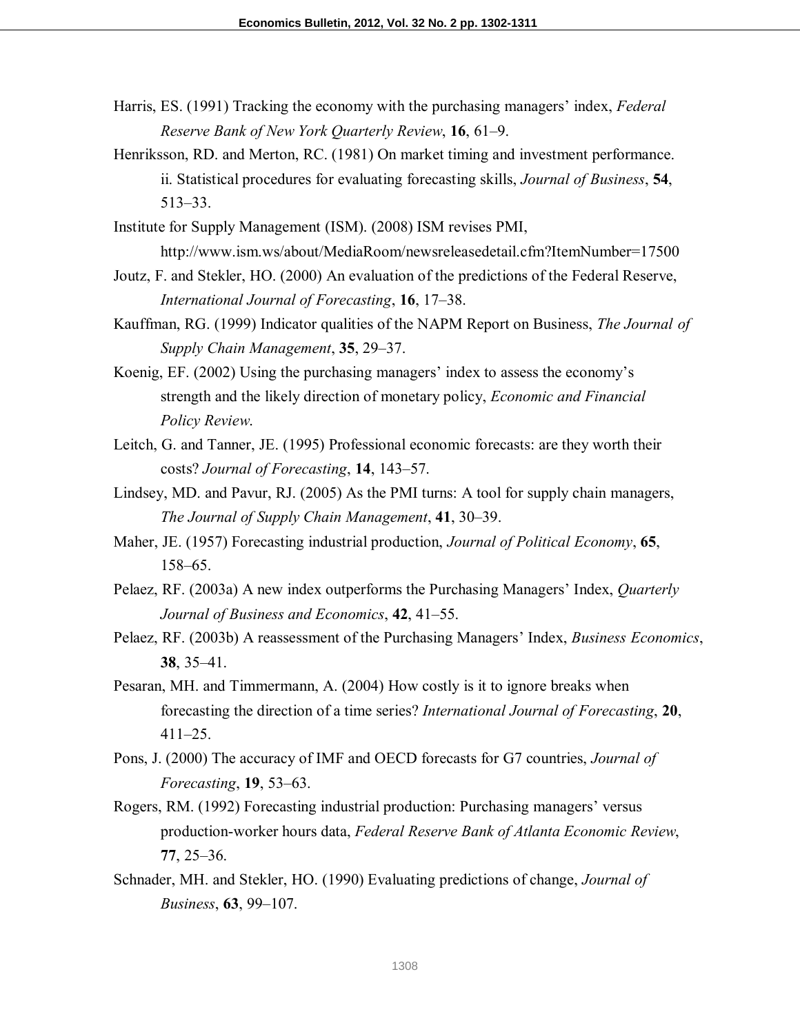Harris, ES. (1991) Tracking the economy with the purchasing managers' index, *Federal Reserve Bank of New York Quarterly Review*, **16**, 61–9.

Henriksson, RD. and Merton, RC. (1981) On market timing and investment performance. ii. Statistical procedures for evaluating forecasting skills, *Journal of Business*, **54**, 513–33.

Institute for Supply Management (ISM). (2008) ISM revises PMI, http://www.ism.ws/about/MediaRoom/newsreleasedetail.cfm?ItemNumber=17500

Joutz, F. and Stekler, HO. (2000) An evaluation of the predictions of the Federal Reserve, *International Journal of Forecasting*, **16**, 17–38.

Kauffman, RG. (1999) Indicator qualities of the NAPM Report on Business, *The Journal of Supply Chain Management*, **35**, 29–37.

Koenig, EF. (2002) Using the purchasing managers' index to assess the economy's strength and the likely direction of monetary policy, *Economic and Financial Policy Review*.

Leitch, G. and Tanner, JE. (1995) Professional economic forecasts: are they worth their costs? *Journal of Forecasting*, **14**, 143–57.

Lindsey, MD. and Pavur, RJ. (2005) As the PMI turns: A tool for supply chain managers, *The Journal of Supply Chain Management*, **41**, 30–39.

Maher, JE. (1957) Forecasting industrial production, *Journal of Political Economy*, **65**, 158–65.

Pelaez, RF. (2003a) A new index outperforms the Purchasing Managers' Index, *Quarterly Journal of Business and Economics*, **42**, 41–55.

Pelaez, RF. (2003b) A reassessment of the Purchasing Managers' Index, *Business Economics*, **38**, 35–41.

Pesaran, MH. and Timmermann, A. (2004) How costly is it to ignore breaks when forecasting the direction of a time series? *International Journal of Forecasting*, **20**, 411–25.

Pons, J. (2000) The accuracy of IMF and OECD forecasts for G7 countries, *Journal of Forecasting*, **19**, 53–63.

Rogers, RM. (1992) Forecasting industrial production: Purchasing managers' versus production-worker hours data, *Federal Reserve Bank of Atlanta Economic Review*, **77**, 25–36.

Schnader, MH. and Stekler, HO. (1990) Evaluating predictions of change, *Journal of Business*, **63**, 99–107.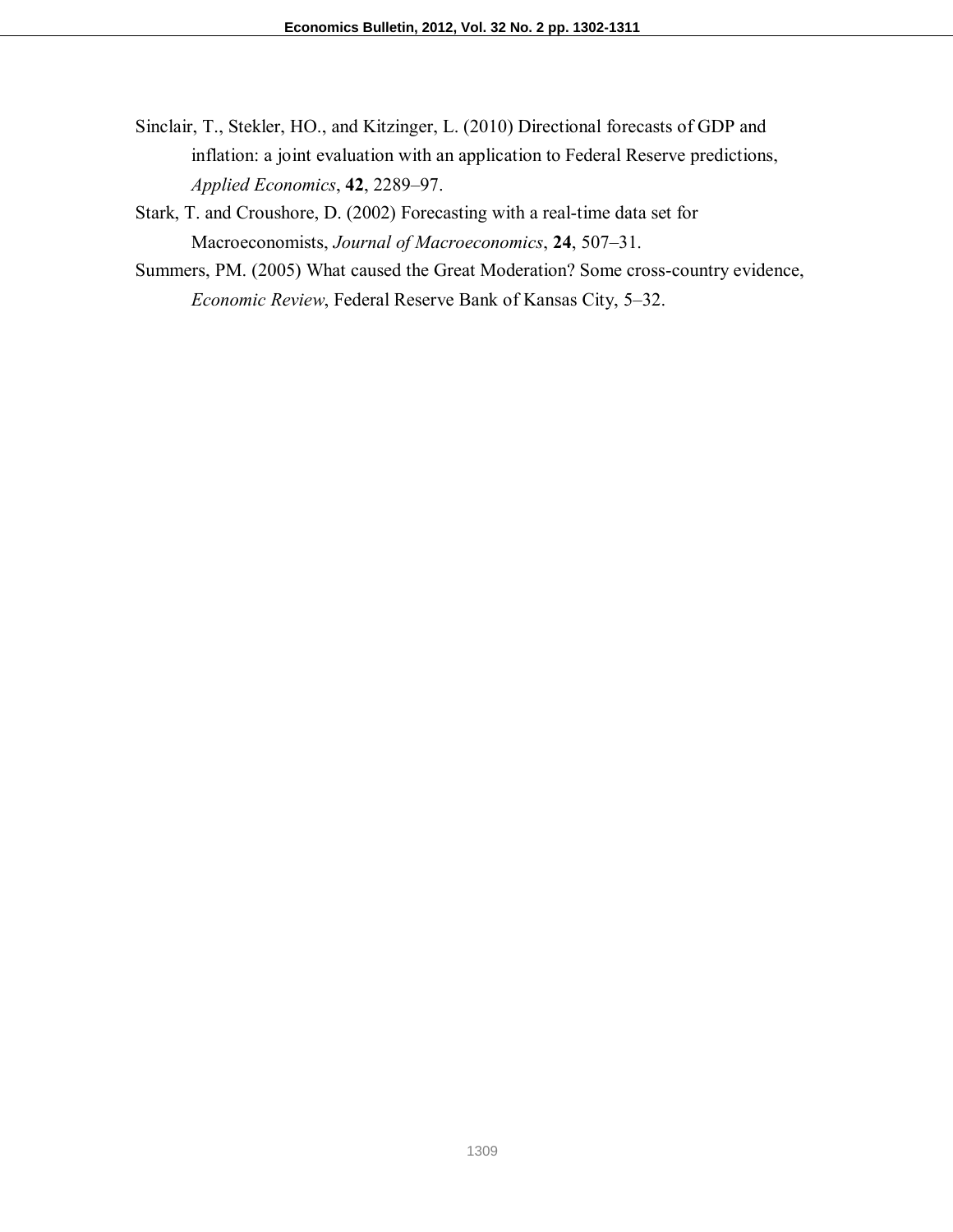Sinclair, T., Stekler, HO., and Kitzinger, L. (2010) Directional forecasts of GDP and inflation: a joint evaluation with an application to Federal Reserve predictions, *Applied Economics*, **42**, 2289–97.

Stark, T. and Croushore, D. (2002) Forecasting with a real-time data set for Macroeconomists, *Journal of Macroeconomics*, **24**, 507–31.

Summers, PM. (2005) What caused the Great Moderation? Some cross-country evidence, *Economic Review*, Federal Reserve Bank of Kansas City, 5–32.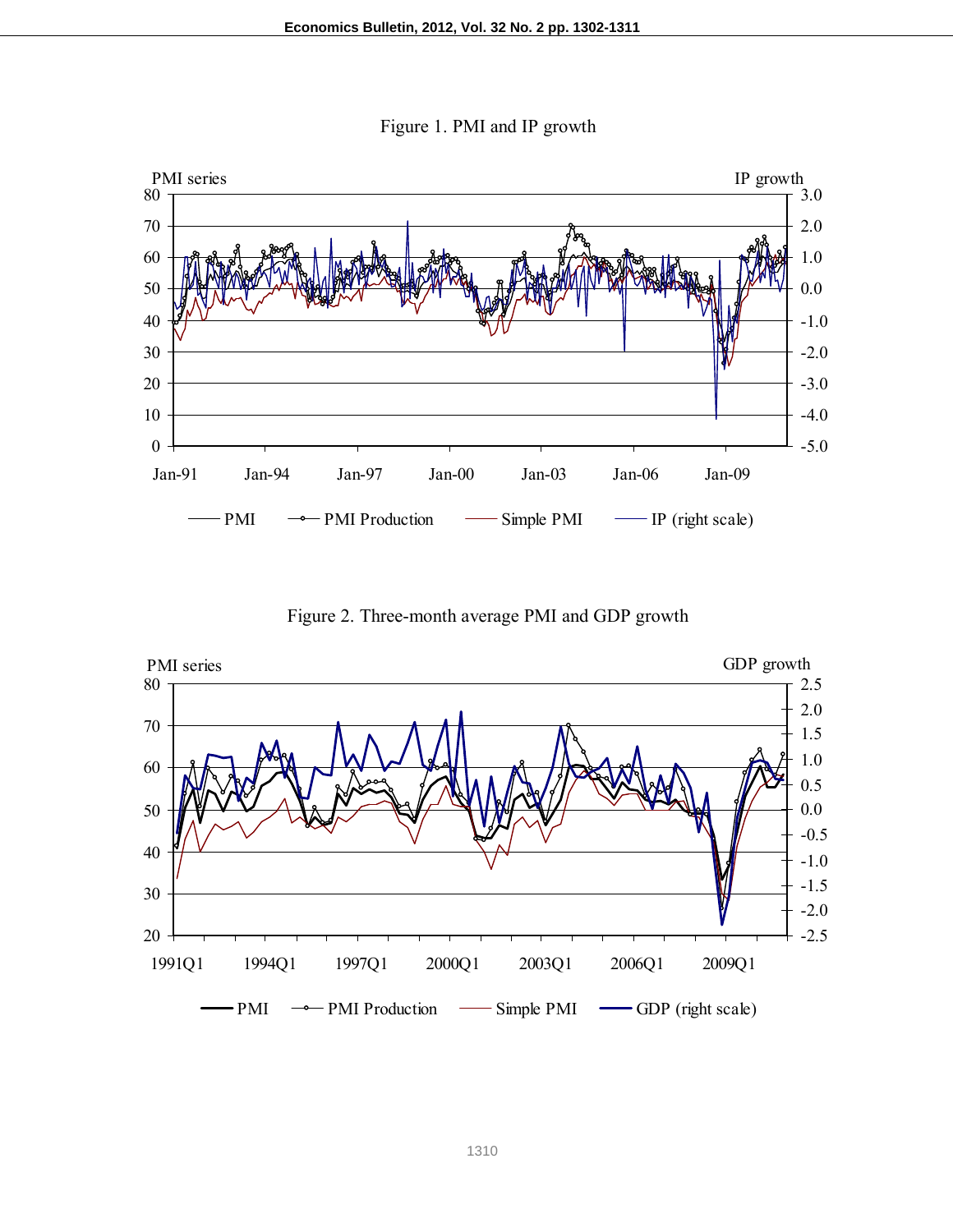Figure 1. PMI and IP growth

Figure 2. Three-month average PMI and GDP growth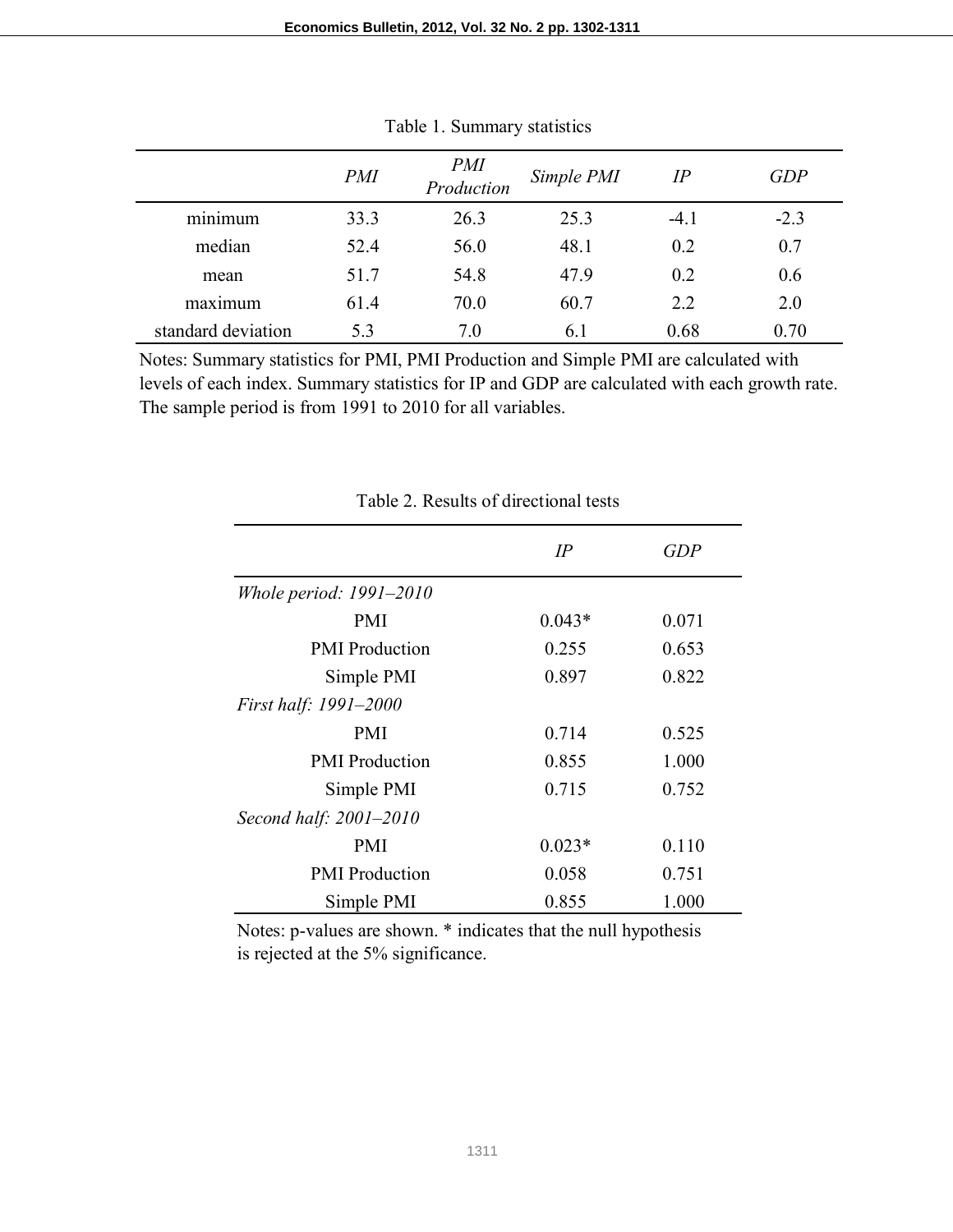Table 1. Summary statistics

| | *PMI* | *PMI Production* | *Simple PMI* | *IP* | *GDP* |
|---|---|---|---|---|---|
| minimum | 33.3 | 26.3 | 25.3 | -4.1 | -2.3 |
| median | 52.4 | 56.0 | 48.1 | 0.2 | 0.7 |
| mean | 51.7 | 54.8 | 47.9 | 0.2 | 0.6 |
| maximum | 61.4 | 70.0 | 60.7 | 2.2 | 2.0 |
| standard deviation | 5.3 | 7.0 | 6.1 | 0.68 | 0.70 |

Notes: Summary statistics for PMI, PMI Production and Simple PMI are calculated with levels of each index. Summary statistics for IP and GDP are calculated with each growth rate. The sample period is from 1991 to 2010 for all variables.

Table 2. Results of directional tests

| | *IP* | *GDP* |
|---|---|---|
| *Whole period: 1991–2010* | | |
| PMI | 0.043* | 0.071 |
| PMI Production | 0.255 | 0.653 |
| Simple PMI | 0.897 | 0.822 |
| *First half: 1991–2000* | | |
| PMI | 0.714 | 0.525 |
| PMI Production | 0.855 | 1.000 |
| Simple PMI | 0.715 | 0.752 |
| *Second half: 2001–2010* | | |
| PMI | 0.023* | 0.110 |
| PMI Production | 0.058 | 0.751 |
| Simple PMI | 0.855 | 1.000 |

Notes: p-values are shown. * indicates that the null hypothesis is rejected at the 5% significance.